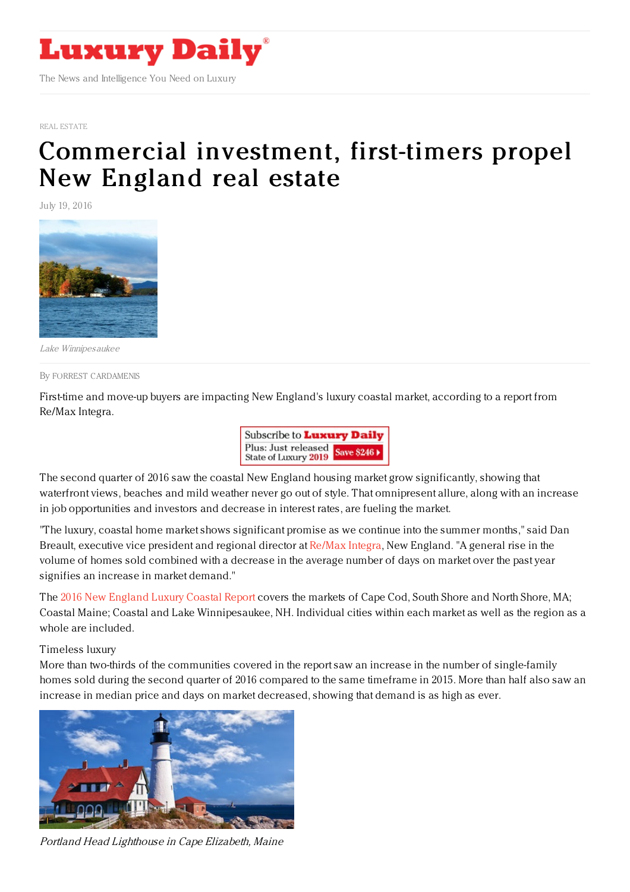REAL ESTATE

# Commercial investment, first-timers propel New England real estate

July 19, 2016

*Lake Winnipesaukee*

By FORREST CARDAMENIS

First-time and move-up buyers are impacting New England's luxury coastal market, according to a report from Re/Max Integra.

The second quarter of 2016 saw the coastal New England housing market grow significantly, showing that waterfront views, beaches and mild weather never go out of style. That omnipresent allure, along with an increase in job opportunities and investors and decrease in interest rates, are fueling the market.

"The luxury, coastal home market shows significant promise as we continue into the summer months," said Dan Breault, executive vice president and regional director at Re/Max Integra, New England. "A general rise in the volume of homes sold combined with a decrease in the average number of days on market over the past year signifies an increase in market demand."

The 2016 New England Luxury Coastal Report covers the markets of Cape Cod, South Shore and North Shore, MA; Coastal Maine; Coastal and Lake Winnipesaukee, NH. Individual cities within each market as well as the region as a whole are included.

Timeless luxury

More than two-thirds of the communities covered in the report saw an increase in the number of single-family homes sold during the second quarter of 2016 compared to the same timeframe in 2015. More than half also saw an increase in median price and days on market decreased, showing that demand is as high as ever.

*Portland Head Lighthouse in Cape Elizabeth, Maine*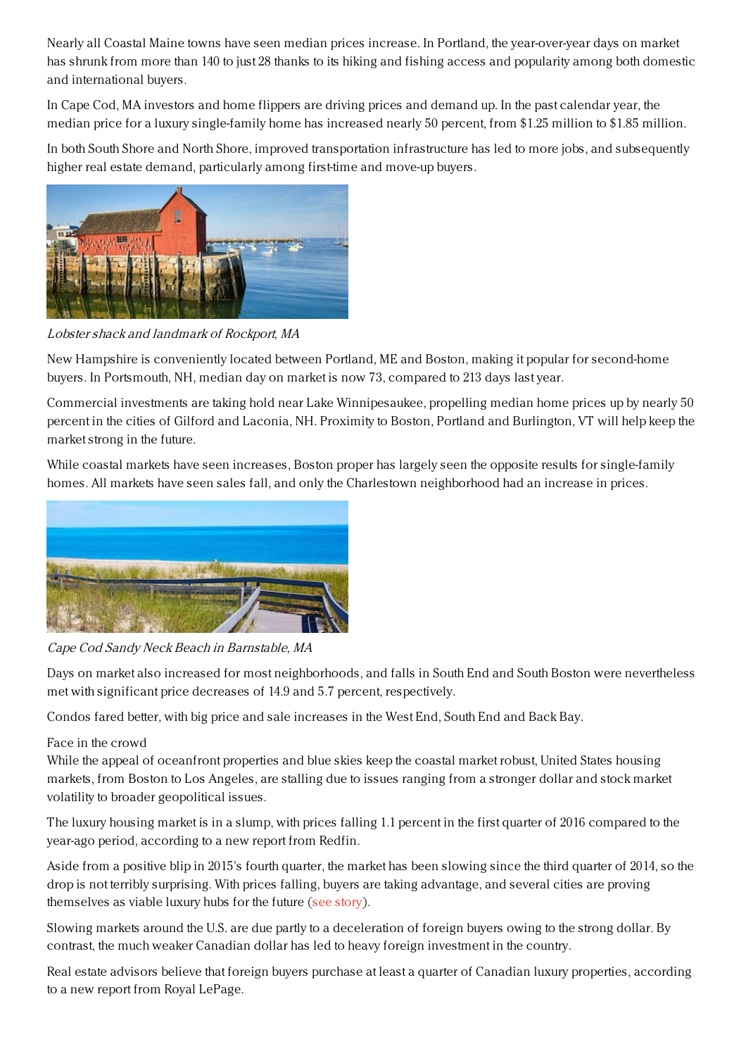Nearly all Coastal Maine towns have seen median prices increase. In Portland, the year-over-year days on market has shrunk from more than 140 to just 28 thanks to its hiking and fishing access and popularity among both domestic and international buyers.

In Cape Cod, MA investors and home flippers are driving prices and demand up. In the past calendar year, the median price for a luxury single-family home has increased nearly 50 percent, from $1.25 million to $1.85 million.

In both South Shore and North Shore, improved transportation infrastructure has led to more jobs, and subsequently higher real estate demand, particularly among first-time and move-up buyers.

*Lobster shack and landmark of Rockport, MA*

New Hampshire is conveniently located between Portland, ME and Boston, making it popular for second-home buyers. In Portsmouth, NH, median day on market is now 73, compared to 213 days last year.

Commercial investments are taking hold near Lake Winnipesaukee, propelling median home prices up by nearly 50 percent in the cities of Gilford and Laconia, NH. Proximity to Boston, Portland and Burlington, VT will help keep the market strong in the future.

While coastal markets have seen increases, Boston proper has largely seen the opposite results for single-family homes. All markets have seen sales fall, and only the Charlestown neighborhood had an increase in prices.

*Cape Cod Sandy Neck Beach in Barnstable, MA*

Days on market also increased for most neighborhoods, and falls in South End and South Boston were nevertheless met with significant price decreases of 14.9 and 5.7 percent, respectively.

Condos fared better, with big price and sale increases in the West End, South End and Back Bay.

Face in the crowd

While the appeal of oceanfront properties and blue skies keep the coastal market robust, United States housing markets, from Boston to Los Angeles, are stalling due to issues ranging from a stronger dollar and stock market volatility to broader geopolitical issues.

The luxury housing market is in a slump, with prices falling 1.1 percent in the first quarter of 2016 compared to the year-ago period, according to a new report from Redfin.

Aside from a positive blip in 2015's fourth quarter, the market has been slowing since the third quarter of 2014, so the drop is not terribly surprising. With prices falling, buyers are taking advantage, and several cities are proving themselves as viable luxury hubs for the future (see story).

Slowing markets around the U.S. are due partly to a deceleration of foreign buyers owing to the strong dollar. By contrast, the much weaker Canadian dollar has led to heavy foreign investment in the country.

Real estate advisors believe that foreign buyers purchase at least a quarter of Canadian luxury properties, according to a new report from Royal LePage.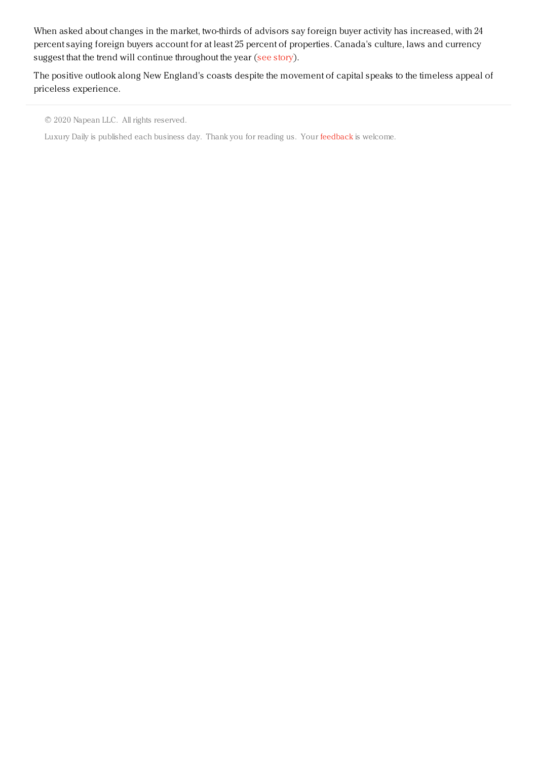When asked about changes in the market, two-thirds of advisors say foreign buyer activity has increased, with 24 percent saying foreign buyers account for at least 25 percent of properties. Canada's culture, laws and currency suggest that the trend will continue throughout the year (see story).

The positive outlook along New England's coasts despite the movement of capital speaks to the timeless appeal of priceless experience.

© 2020 Napean LLC. All rights reserved.

Luxury Daily is published each business day. Thank you for reading us. Your feedback is welcome.